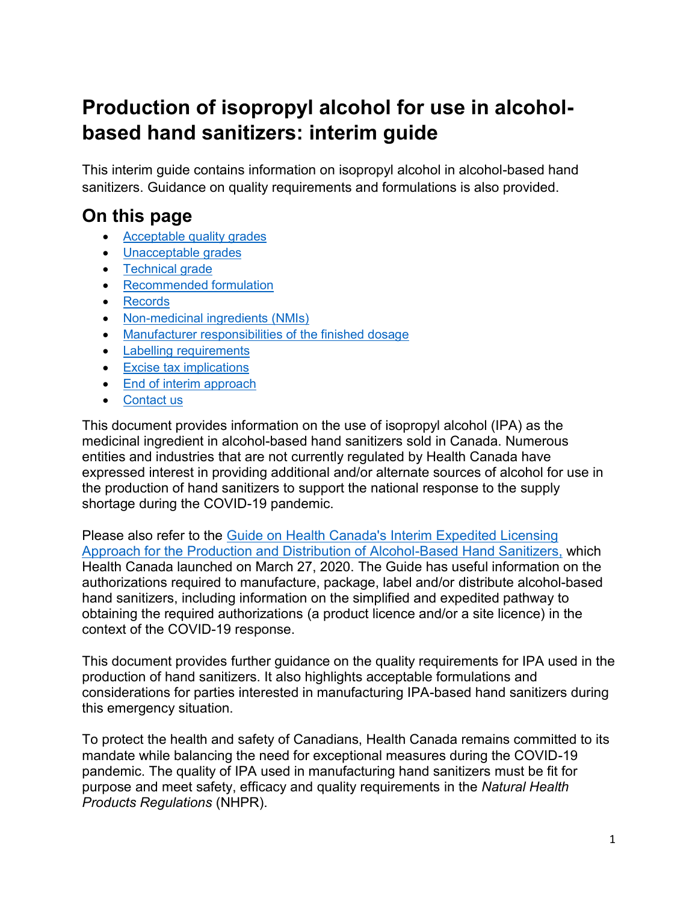# Production of isopropyl alcohol for use in alcohol-based hand sanitizers: interim guide

This interim guide contains information on isopropyl alcohol in alcohol-based hand sanitizers. Guidance on quality requirements and formulations is also provided.

## On this page

- [Acceptable quality grades](#)
- [Unacceptable grades](#)
- [Technical grade](#)
- [Recommended formulation](#)
- [Records](#)
- [Non-medicinal ingredients (NMIs)](#)
- [Manufacturer responsibilities of the finished dosage](#)
- [Labelling requirements](#)
- [Excise tax implications](#)
- [End of interim approach](#)
- [Contact us](#)

This document provides information on the use of isopropyl alcohol (IPA) as the medicinal ingredient in alcohol-based hand sanitizers sold in Canada. Numerous entities and industries that are not currently regulated by Health Canada have expressed interest in providing additional and/or alternate sources of alcohol for use in the production of hand sanitizers to support the national response to the supply shortage during the COVID-19 pandemic.

Please also refer to the [Guide on Health Canada's Interim Expedited Licensing Approach for the Production and Distribution of Alcohol-Based Hand Sanitizers,](#) which Health Canada launched on March 27, 2020. The Guide has useful information on the authorizations required to manufacture, package, label and/or distribute alcohol-based hand sanitizers, including information on the simplified and expedited pathway to obtaining the required authorizations (a product licence and/or a site licence) in the context of the COVID-19 response.

This document provides further guidance on the quality requirements for IPA used in the production of hand sanitizers. It also highlights acceptable formulations and considerations for parties interested in manufacturing IPA-based hand sanitizers during this emergency situation.

To protect the health and safety of Canadians, Health Canada remains committed to its mandate while balancing the need for exceptional measures during the COVID-19 pandemic. The quality of IPA used in manufacturing hand sanitizers must be fit for purpose and meet safety, efficacy and quality requirements in the *Natural Health Products Regulations* (NHPR).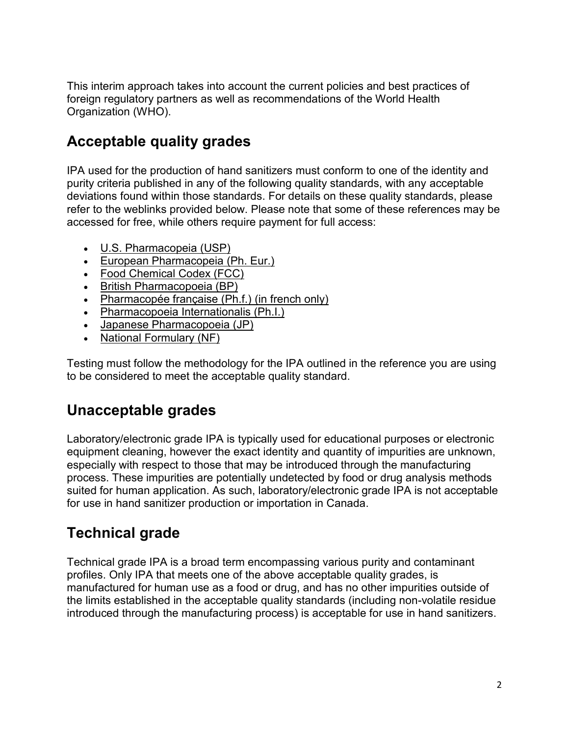This interim approach takes into account the current policies and best practices of foreign regulatory partners as well as recommendations of the World Health Organization (WHO).

## Acceptable quality grades

IPA used for the production of hand sanitizers must conform to one of the identity and purity criteria published in any of the following quality standards, with any acceptable deviations found within those standards. For details on these quality standards, please refer to the weblinks provided below. Please note that some of these references may be accessed for free, while others require payment for full access:

- U.S. Pharmacopeia (USP)
- European Pharmacopeia (Ph. Eur.)
- Food Chemical Codex (FCC)
- British Pharmacopoeia (BP)
- Pharmacopée française (Ph.f.) (in french only)
- Pharmacopoeia Internationalis (Ph.I.)
- Japanese Pharmacopoeia (JP)
- National Formulary (NF)

Testing must follow the methodology for the IPA outlined in the reference you are using to be considered to meet the acceptable quality standard.

## Unacceptable grades

Laboratory/electronic grade IPA is typically used for educational purposes or electronic equipment cleaning, however the exact identity and quantity of impurities are unknown, especially with respect to those that may be introduced through the manufacturing process. These impurities are potentially undetected by food or drug analysis methods suited for human application. As such, laboratory/electronic grade IPA is not acceptable for use in hand sanitizer production or importation in Canada.

## Technical grade

Technical grade IPA is a broad term encompassing various purity and contaminant profiles. Only IPA that meets one of the above acceptable quality grades, is manufactured for human use as a food or drug, and has no other impurities outside of the limits established in the acceptable quality standards (including non-volatile residue introduced through the manufacturing process) is acceptable for use in hand sanitizers.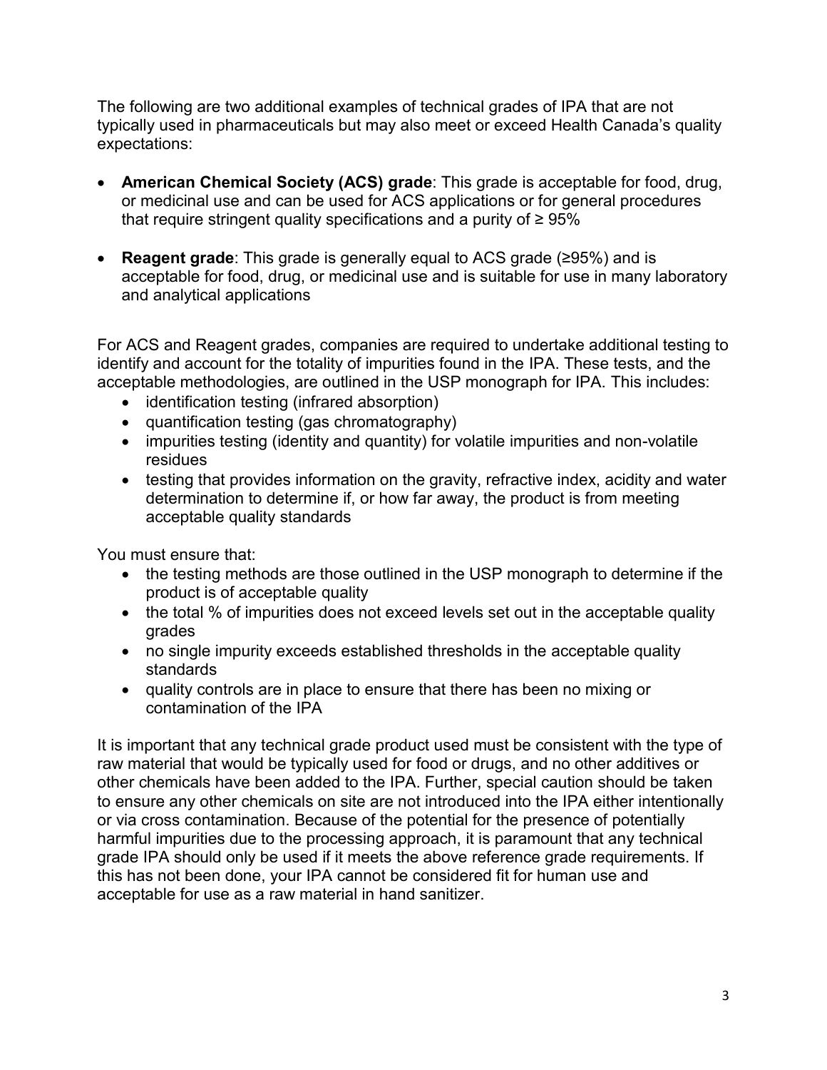The following are two additional examples of technical grades of IPA that are not typically used in pharmaceuticals but may also meet or exceed Health Canada's quality expectations:

- **American Chemical Society (ACS) grade**: This grade is acceptable for food, drug, or medicinal use and can be used for ACS applications or for general procedures that require stringent quality specifications and a purity of ≥ 95%

- **Reagent grade**: This grade is generally equal to ACS grade (≥95%) and is acceptable for food, drug, or medicinal use and is suitable for use in many laboratory and analytical applications

For ACS and Reagent grades, companies are required to undertake additional testing to identify and account for the totality of impurities found in the IPA. These tests, and the acceptable methodologies, are outlined in the USP monograph for IPA. This includes:

- identification testing (infrared absorption)
- quantification testing (gas chromatography)
- impurities testing (identity and quantity) for volatile impurities and non-volatile residues
- testing that provides information on the gravity, refractive index, acidity and water determination to determine if, or how far away, the product is from meeting acceptable quality standards

You must ensure that:

- the testing methods are those outlined in the USP monograph to determine if the product is of acceptable quality
- the total % of impurities does not exceed levels set out in the acceptable quality grades
- no single impurity exceeds established thresholds in the acceptable quality standards
- quality controls are in place to ensure that there has been no mixing or contamination of the IPA

It is important that any technical grade product used must be consistent with the type of raw material that would be typically used for food or drugs, and no other additives or other chemicals have been added to the IPA. Further, special caution should be taken to ensure any other chemicals on site are not introduced into the IPA either intentionally or via cross contamination. Because of the potential for the presence of potentially harmful impurities due to the processing approach, it is paramount that any technical grade IPA should only be used if it meets the above reference grade requirements. If this has not been done, your IPA cannot be considered fit for human use and acceptable for use as a raw material in hand sanitizer.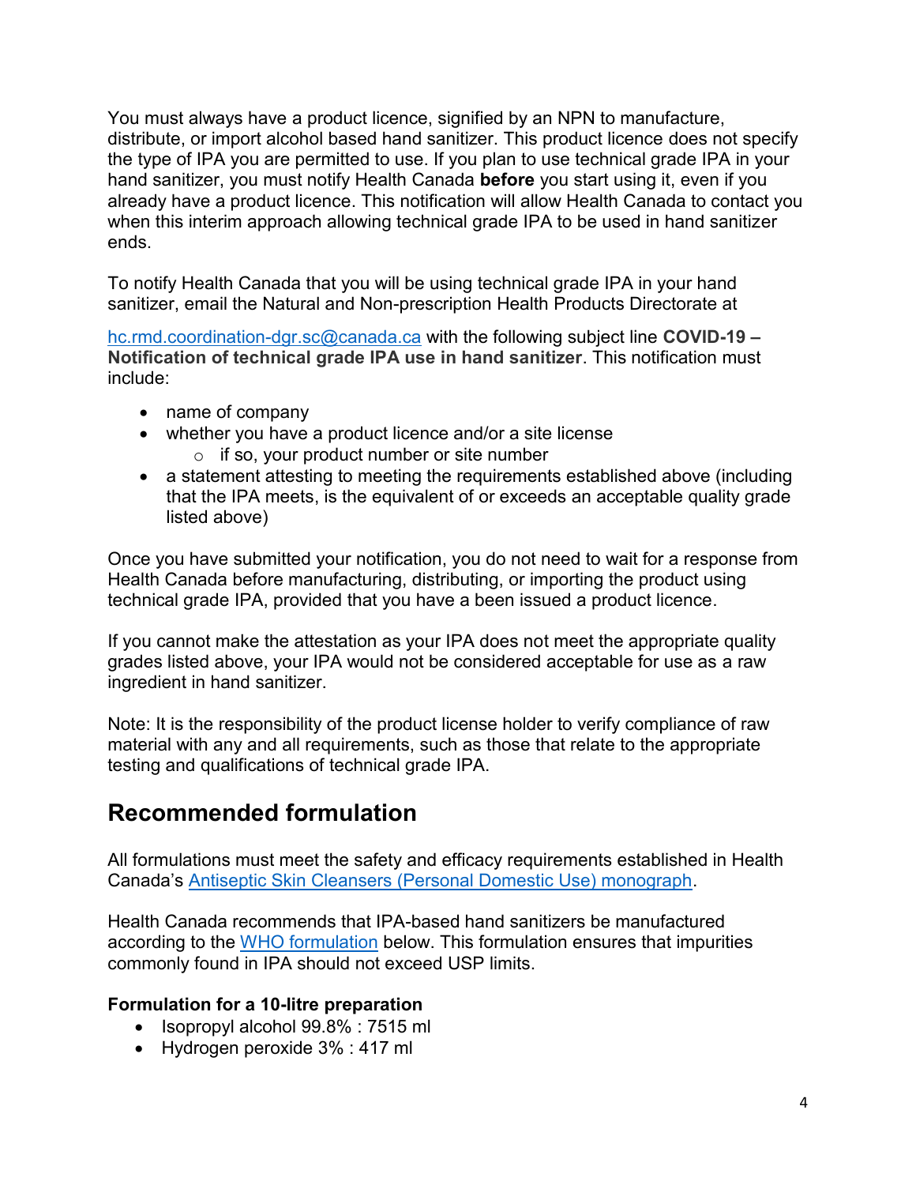You must always have a product licence, signified by an NPN to manufacture, distribute, or import alcohol based hand sanitizer. This product licence does not specify the type of IPA you are permitted to use. If you plan to use technical grade IPA in your hand sanitizer, you must notify Health Canada **before** you start using it, even if you already have a product licence. This notification will allow Health Canada to contact you when this interim approach allowing technical grade IPA to be used in hand sanitizer ends.

To notify Health Canada that you will be using technical grade IPA in your hand sanitizer, email the Natural and Non-prescription Health Products Directorate at

hc.rmd.coordination-dgr.sc@canada.ca with the following subject line **COVID-19 – Notification of technical grade IPA use in hand sanitizer**. This notification must include:

- name of company
- whether you have a product licence and/or a site license
  - if so, your product number or site number
- a statement attesting to meeting the requirements established above (including that the IPA meets, is the equivalent of or exceeds an acceptable quality grade listed above)

Once you have submitted your notification, you do not need to wait for a response from Health Canada before manufacturing, distributing, or importing the product using technical grade IPA, provided that you have a been issued a product licence.

If you cannot make the attestation as your IPA does not meet the appropriate quality grades listed above, your IPA would not be considered acceptable for use as a raw ingredient in hand sanitizer.

Note: It is the responsibility of the product license holder to verify compliance of raw material with any and all requirements, such as those that relate to the appropriate testing and qualifications of technical grade IPA.

## Recommended formulation

All formulations must meet the safety and efficacy requirements established in Health Canada's Antiseptic Skin Cleansers (Personal Domestic Use) monograph.

Health Canada recommends that IPA-based hand sanitizers be manufactured according to the WHO formulation below. This formulation ensures that impurities commonly found in IPA should not exceed USP limits.

**Formulation for a 10-litre preparation**

- Isopropyl alcohol 99.8% : 7515 ml
- Hydrogen peroxide 3% : 417 ml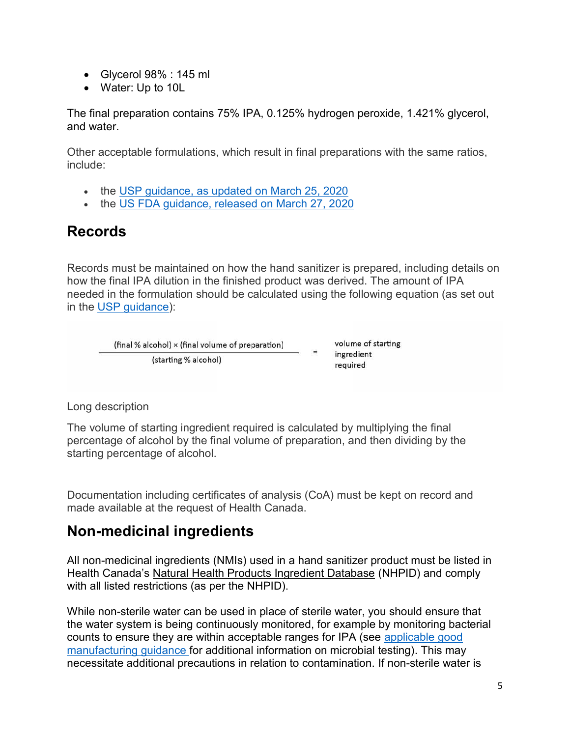- Glycerol 98% : 145 ml
- Water: Up to 10L

The final preparation contains 75% IPA, 0.125% hydrogen peroxide, 1.421% glycerol, and water.

Other acceptable formulations, which result in final preparations with the same ratios, include:

- the [USP guidance, as updated on March 25, 2020]
- the [US FDA guidance, released on March 27, 2020]

## Records

Records must be maintained on how the hand sanitizer is prepared, including details on how the final IPA dilution in the finished product was derived. The amount of IPA needed in the formulation should be calculated using the following equation (as set out in the [USP guidance]):

$$\frac{(\text{final \% alcohol}) \times (\text{final volume of preparation})}{(\text{starting \% alcohol})} = \text{volume of starting ingredient required}$$

Long description

The volume of starting ingredient required is calculated by multiplying the final percentage of alcohol by the final volume of preparation, and then dividing by the starting percentage of alcohol.

Documentation including certificates of analysis (CoA) must be kept on record and made available at the request of Health Canada.

## Non-medicinal ingredients

All non-medicinal ingredients (NMIs) used in a hand sanitizer product must be listed in Health Canada's Natural Health Products Ingredient Database (NHPID) and comply with all listed restrictions (as per the NHPID).

While non-sterile water can be used in place of sterile water, you should ensure that the water system is being continuously monitored, for example by monitoring bacterial counts to ensure they are within acceptable ranges for IPA (see [applicable good manufacturing guidance] for additional information on microbial testing). This may necessitate additional precautions in relation to contamination. If non-sterile water is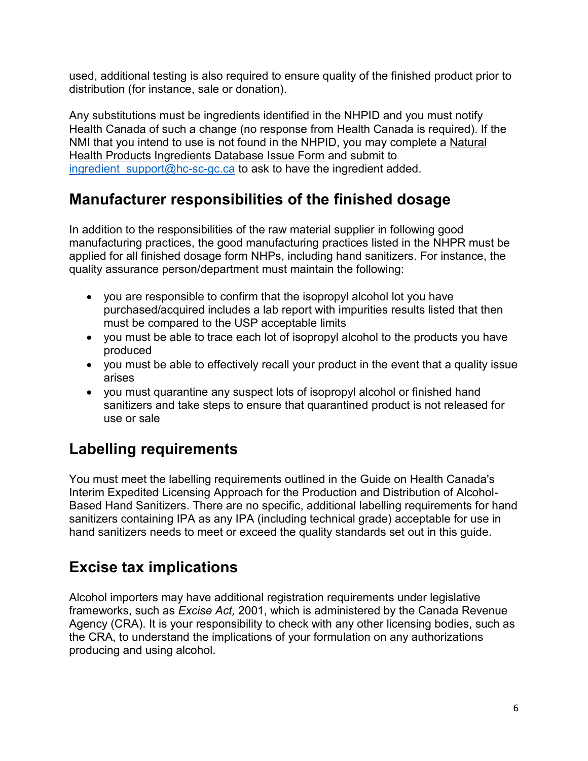used, additional testing is also required to ensure quality of the finished product prior to distribution (for instance, sale or donation).

Any substitutions must be ingredients identified in the NHPID and you must notify Health Canada of such a change (no response from Health Canada is required). If the NMI that you intend to use is not found in the NHPID, you may complete a Natural Health Products Ingredients Database Issue Form and submit to ingredient_support@hc-sc-gc.ca to ask to have the ingredient added.

## Manufacturer responsibilities of the finished dosage

In addition to the responsibilities of the raw material supplier in following good manufacturing practices, the good manufacturing practices listed in the NHPR must be applied for all finished dosage form NHPs, including hand sanitizers. For instance, the quality assurance person/department must maintain the following:

- you are responsible to confirm that the isopropyl alcohol lot you have purchased/acquired includes a lab report with impurities results listed that then must be compared to the USP acceptable limits
- you must be able to trace each lot of isopropyl alcohol to the products you have produced
- you must be able to effectively recall your product in the event that a quality issue arises
- you must quarantine any suspect lots of isopropyl alcohol or finished hand sanitizers and take steps to ensure that quarantined product is not released for use or sale

## Labelling requirements

You must meet the labelling requirements outlined in the Guide on Health Canada's Interim Expedited Licensing Approach for the Production and Distribution of Alcohol-Based Hand Sanitizers. There are no specific, additional labelling requirements for hand sanitizers containing IPA as any IPA (including technical grade) acceptable for use in hand sanitizers needs to meet or exceed the quality standards set out in this guide.

## Excise tax implications

Alcohol importers may have additional registration requirements under legislative frameworks, such as *Excise Act,* 2001, which is administered by the Canada Revenue Agency (CRA). It is your responsibility to check with any other licensing bodies, such as the CRA, to understand the implications of your formulation on any authorizations producing and using alcohol.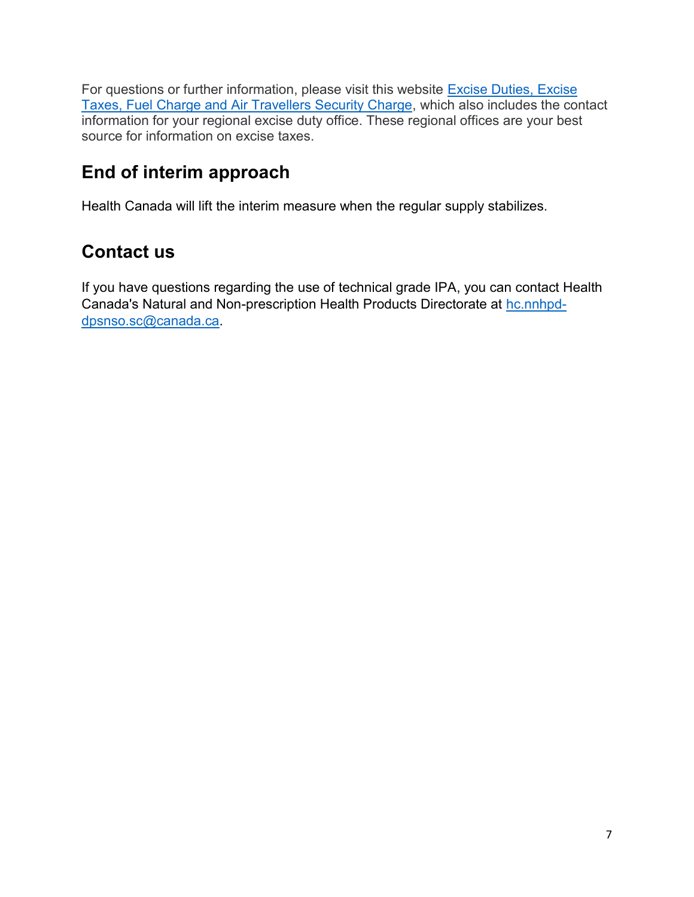For questions or further information, please visit this website [Excise Duties, Excise Taxes, Fuel Charge and Air Travellers Security Charge](), which also includes the contact information for your regional excise duty office. These regional offices are your best source for information on excise taxes.

## End of interim approach

Health Canada will lift the interim measure when the regular supply stabilizes.

## Contact us

If you have questions regarding the use of technical grade IPA, you can contact Health Canada's Natural and Non-prescription Health Products Directorate at [hc.nnhpd-dpsnso.sc@canada.ca](mailto:hc.nnhpd-dpsnso.sc@canada.ca).